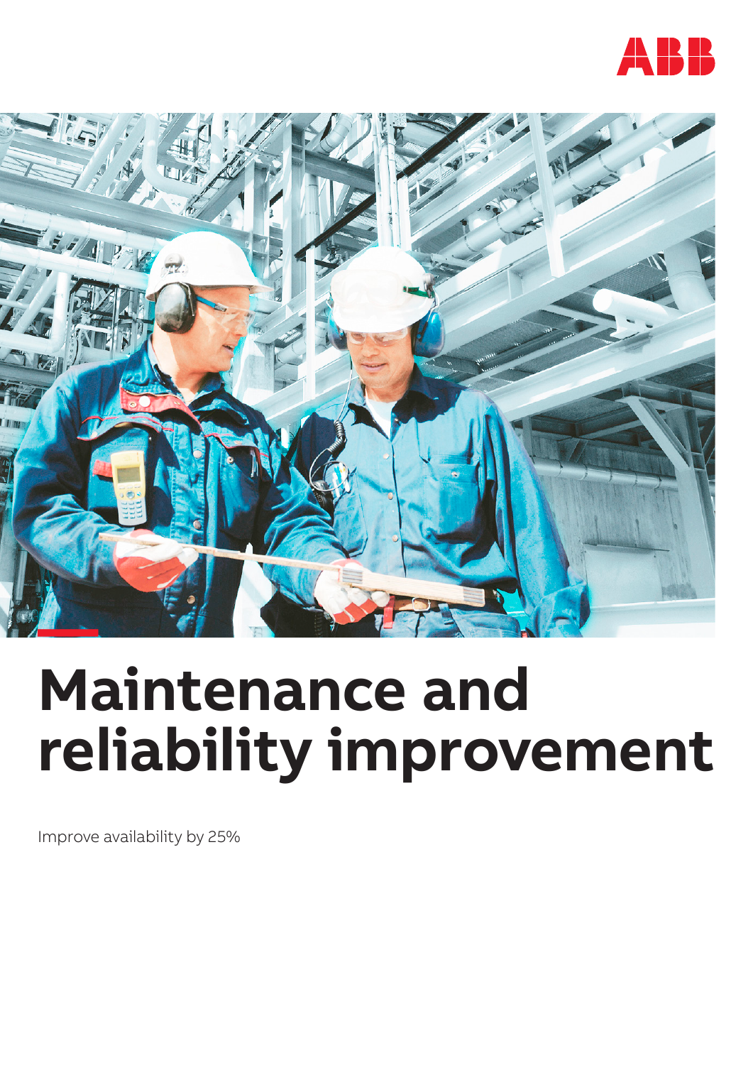# Maintenance and reliability improvement

Improve availability by 25%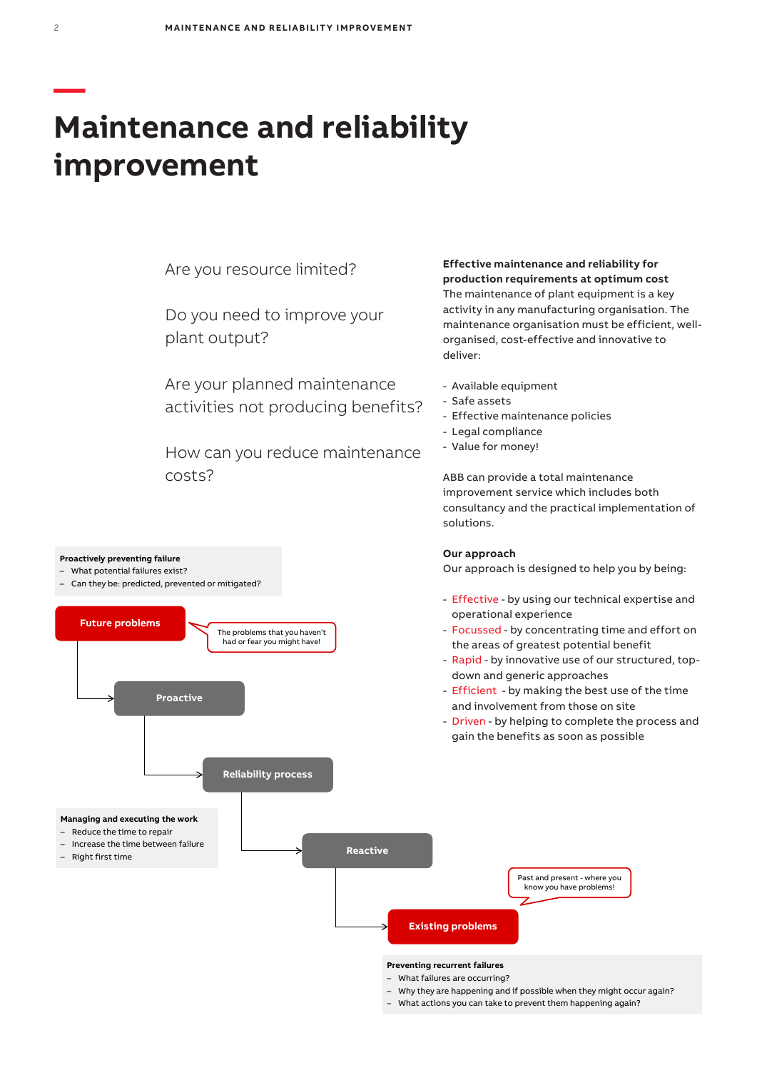# Maintenance and reliability improvement

Are you resource limited?

Do you need to improve your plant output?

Are your planned maintenance activities not producing benefits?

How can you reduce maintenance costs?

**Effective maintenance and reliability for production requirements at optimum cost**
The maintenance of plant equipment is a key activity in any manufacturing organisation. The maintenance organisation must be efficient, well-organised, cost-effective and innovative to deliver:

- Available equipment
- Safe assets
- Effective maintenance policies
- Legal compliance
- Value for money!

ABB can provide a total maintenance improvement service which includes both consultancy and the practical implementation of solutions.

**Our approach**
Our approach is designed to help you by being:

- Effective - by using our technical expertise and operational experience
- Focussed - by concentrating time and effort on the areas of greatest potential benefit
- Rapid - by innovative use of our structured, top-down and generic approaches
- Efficient - by making the best use of the time and involvement from those on site
- Driven - by helping to complete the process and gain the benefits as soon as possible

**Proactively preventing failure**
- What potential failures exist?
- Can they be: predicted, prevented or mitigated?

Future problems — The problems that you haven't had or fear you might have!

Proactive

Reliability process

**Managing and executing the work**
- Reduce the time to repair
- Increase the time between failure
- Right first time

Reactive

Existing problems — Past and present - where you know you have problems!

**Preventing recurrent failures**
- What failures are occurring?
- Why they are happening and if possible when they might occur again?
- What actions you can take to prevent them happening again?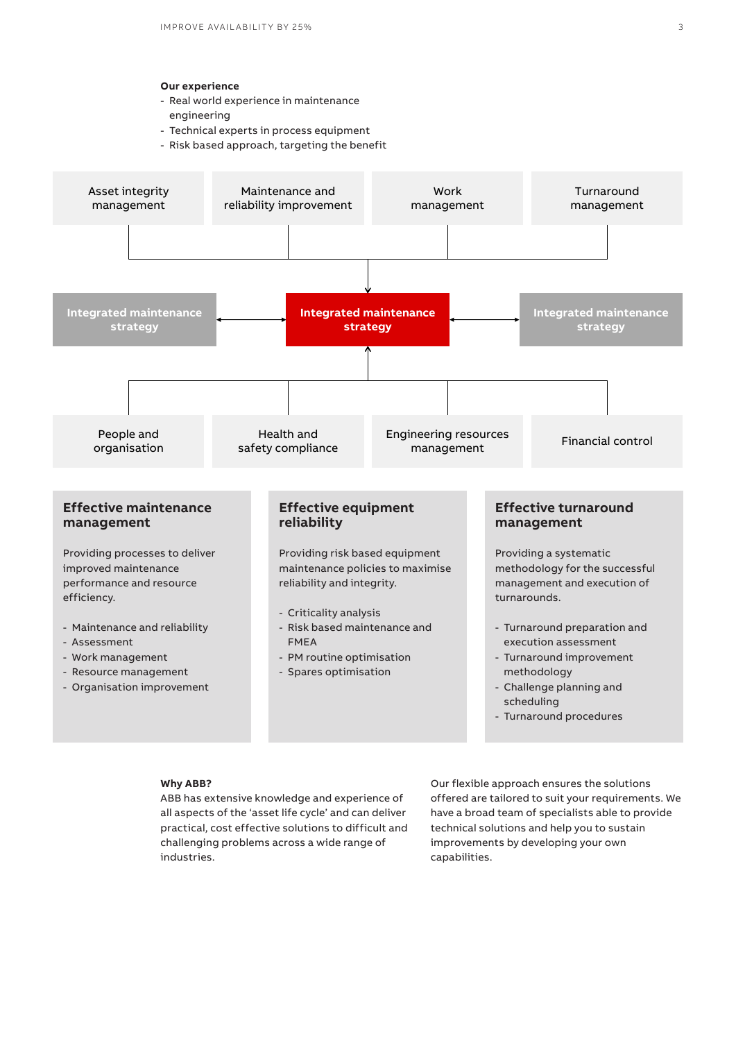**Our experience**

- Real world experience in maintenance engineering
- Technical experts in process equipment
- Risk based approach, targeting the benefit

Asset integrity management

Maintenance and reliability improvement

Work management

Turnaround management

Integrated maintenance strategy

Integrated maintenance strategy

Integrated maintenance strategy

People and organisation

Health and safety compliance

Engineering resources management

Financial control

## Effective maintenance management

Providing processes to deliver improved maintenance performance and resource efficiency.

- Maintenance and reliability
- Assessment
- Work management
- Resource management
- Organisation improvement

## Effective equipment reliability

Providing risk based equipment maintenance policies to maximise reliability and integrity.

- Criticality analysis
- Risk based maintenance and FMEA
- PM routine optimisation
- Spares optimisation

## Effective turnaround management

Providing a systematic methodology for the successful management and execution of turnarounds.

- Turnaround preparation and execution assessment
- Turnaround improvement methodology
- Challenge planning and scheduling
- Turnaround procedures

**Why ABB?**

ABB has extensive knowledge and experience of all aspects of the 'asset life cycle' and can deliver practical, cost effective solutions to difficult and challenging problems across a wide range of industries.

Our flexible approach ensures the solutions offered are tailored to suit your requirements. We have a broad team of specialists able to provide technical solutions and help you to sustain improvements by developing your own capabilities.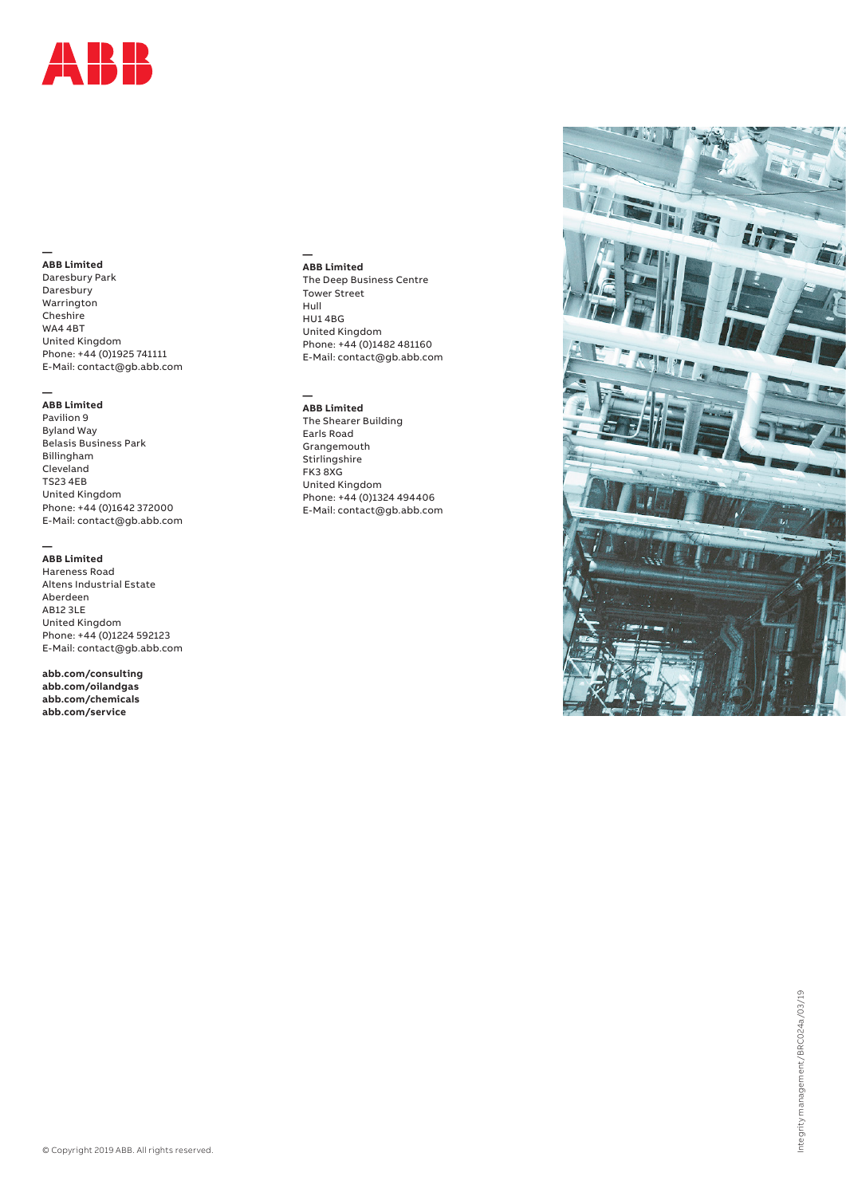**ABB Limited**
Daresbury Park
Daresbury
Warrington
Cheshire
WA4 4BT
United Kingdom
Phone: +44 (0)1925 741111
E-Mail: contact@gb.abb.com

**ABB Limited**
Pavilion 9
Byland Way
Belasis Business Park
Billingham
Cleveland
TS23 4EB
United Kingdom
Phone: +44 (0)1642 372000
E-Mail: contact@gb.abb.com

**ABB Limited**
Hareness Road
Altens Industrial Estate
Aberdeen
AB12 3LE
United Kingdom
Phone: +44 (0)1224 592123
E-Mail: contact@gb.abb.com

**abb.com/consulting**
**abb.com/oilandgas**
**abb.com/chemicals**
**abb.com/service**

**ABB Limited**
The Deep Business Centre
Tower Street
Hull
HU1 4BG
United Kingdom
Phone: +44 (0)1482 481160
E-Mail: contact@gb.abb.com

**ABB Limited**
The Shearer Building
Earls Road
Grangemouth
Stirlingshire
FK3 8XG
United Kingdom
Phone: +44 (0)1324 494406
E-Mail: contact@gb.abb.com

© Copyright 2019 ABB. All rights reserved.

Integrity management/BRC024a/03/19